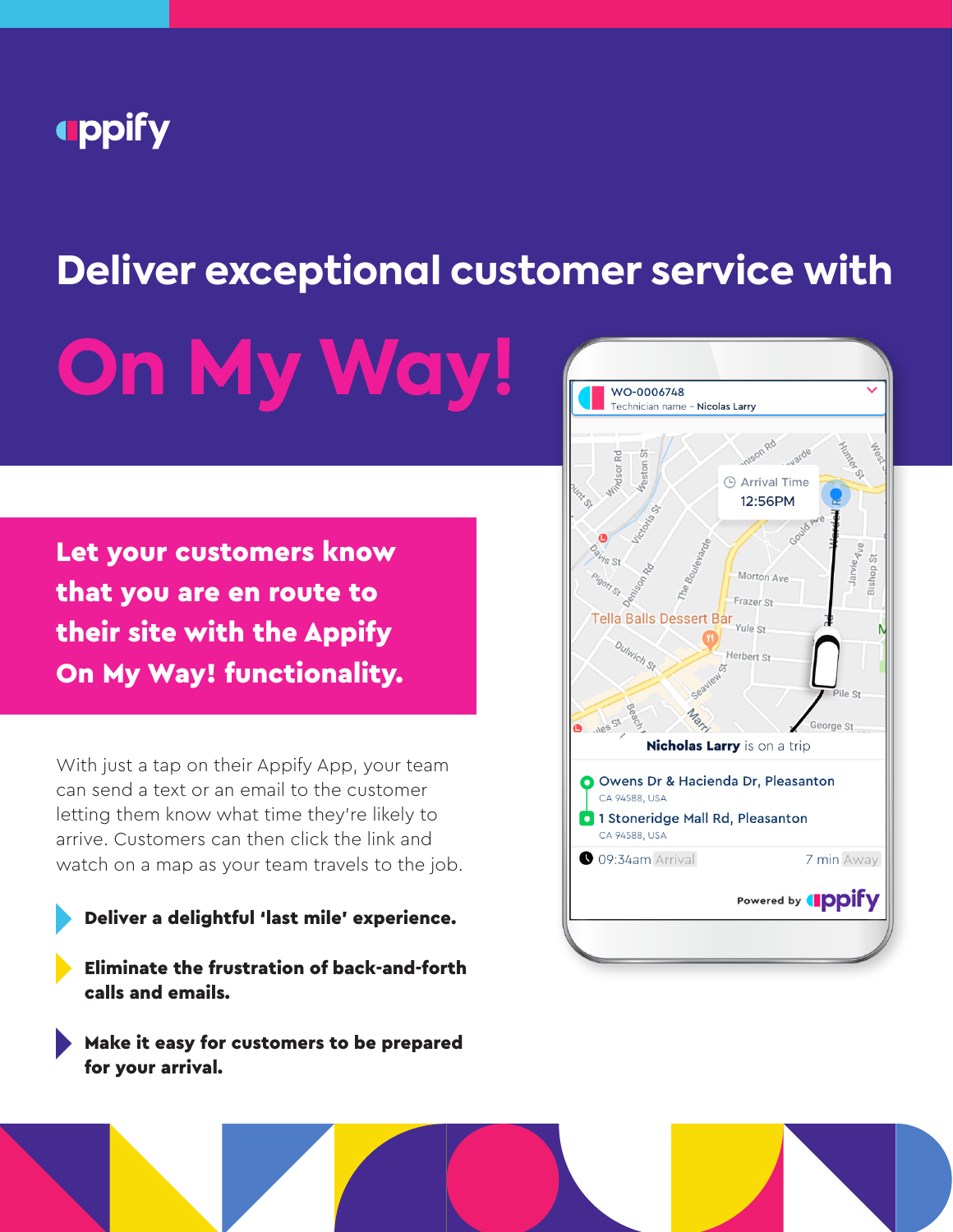appify

# Deliver exceptional customer service with

# On My Way!

## Let your customers know that you are en route to their site with the Appify On My Way! functionality.

With just a tap on their Appify App, your team can send a text or an email to the customer letting them know what time they're likely to arrive. Customers can then click the link and watch on a map as your team travels to the job.

- **Deliver a delightful 'last mile' experience.**
- **Eliminate the frustration of back-and-forth calls and emails.**
- **Make it easy for customers to be prepared for your arrival.**

WO-0006748
Technician name – Nicolas Larry

Arrival Time
12:56PM

**Nicholas Larry** is on a trip

Owens Dr & Hacienda Dr, Pleasanton
CA 94588, USA

1 Stoneridge Mall Rd, Pleasanton
CA 94588, USA

09:34am Arrival — 7 min Away

Powered by appify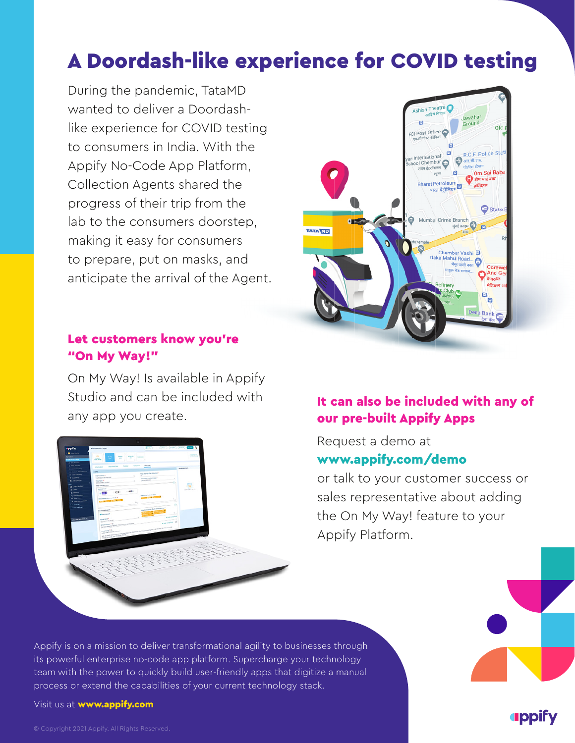# A Doordash-like experience for COVID testing

During the pandemic, TataMD wanted to deliver a Doordash-like experience for COVID testing to consumers in India. With the Appify No-Code App Platform, Collection Agents shared the progress of their trip from the lab to the consumers doorstep, making it easy for consumers to prepare, put on masks, and anticipate the arrival of the Agent.

## Let customers know you're "On My Way!"

On My Way! Is available in Appify Studio and can be included with any app you create.

## It can also be included with any of our pre-built Appify Apps

Request a demo at **www.appify.com/demo** or talk to your customer success or sales representative about adding the On My Way! feature to your Appify Platform.

Appify is on a mission to deliver transformational agility to businesses through its powerful enterprise no-code app platform. Supercharge your technology team with the power to quickly build user-friendly apps that digitize a manual process or extend the capabilities of your current technology stack.

Visit us at **www.appify.com**

© Copyright 2021 Appify. All Rights Reserved.